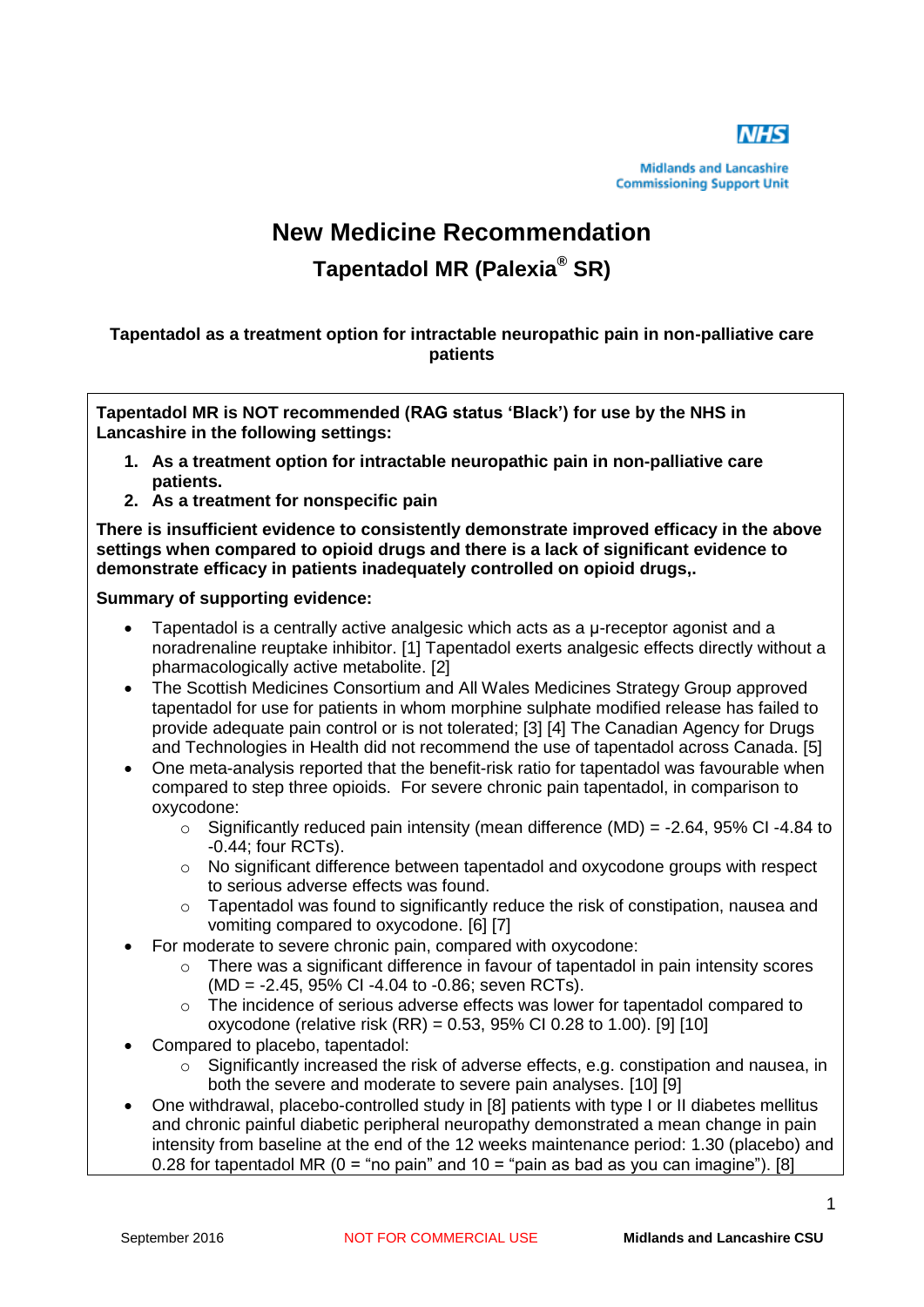NHS
Midlands and Lancashire Commissioning Support Unit

# New Medicine Recommendation

## Tapentadol MR (Palexia® SR)

**Tapentadol as a treatment option for intractable neuropathic pain in non-palliative care patients**

**Tapentadol MR is NOT recommended (RAG status 'Black') for use by the NHS in Lancashire in the following settings:**

1. **As a treatment option for intractable neuropathic pain in non-palliative care patients.**
2. **As a treatment for nonspecific pain**

**There is insufficient evidence to consistently demonstrate improved efficacy in the above settings when compared to opioid drugs and there is a lack of significant evidence to demonstrate efficacy in patients inadequately controlled on opioid drugs,.**

**Summary of supporting evidence:**

- Tapentadol is a centrally active analgesic which acts as a μ-receptor agonist and a noradrenaline reuptake inhibitor. [1] Tapentadol exerts analgesic effects directly without a pharmacologically active metabolite. [2]
- The Scottish Medicines Consortium and All Wales Medicines Strategy Group approved tapentadol for use for patients in whom morphine sulphate modified release has failed to provide adequate pain control or is not tolerated; [3] [4] The Canadian Agency for Drugs and Technologies in Health did not recommend the use of tapentadol across Canada. [5]
- One meta-analysis reported that the benefit-risk ratio for tapentadol was favourable when compared to step three opioids. For severe chronic pain tapentadol, in comparison to oxycodone:
  - Significantly reduced pain intensity (mean difference (MD) = -2.64, 95% CI -4.84 to -0.44; four RCTs).
  - No significant difference between tapentadol and oxycodone groups with respect to serious adverse effects was found.
  - Tapentadol was found to significantly reduce the risk of constipation, nausea and vomiting compared to oxycodone. [6] [7]
- For moderate to severe chronic pain, compared with oxycodone:
  - There was a significant difference in favour of tapentadol in pain intensity scores (MD = -2.45, 95% CI -4.04 to -0.86; seven RCTs).
  - The incidence of serious adverse effects was lower for tapentadol compared to oxycodone (relative risk (RR) = 0.53, 95% CI 0.28 to 1.00). [9] [10]
- Compared to placebo, tapentadol:
  - Significantly increased the risk of adverse effects, e.g. constipation and nausea, in both the severe and moderate to severe pain analyses. [10] [9]
- One withdrawal, placebo-controlled study in [8] patients with type I or II diabetes mellitus and chronic painful diabetic peripheral neuropathy demonstrated a mean change in pain intensity from baseline at the end of the 12 weeks maintenance period: 1.30 (placebo) and 0.28 for tapentadol MR (0 = "no pain" and 10 = "pain as bad as you can imagine"). [8]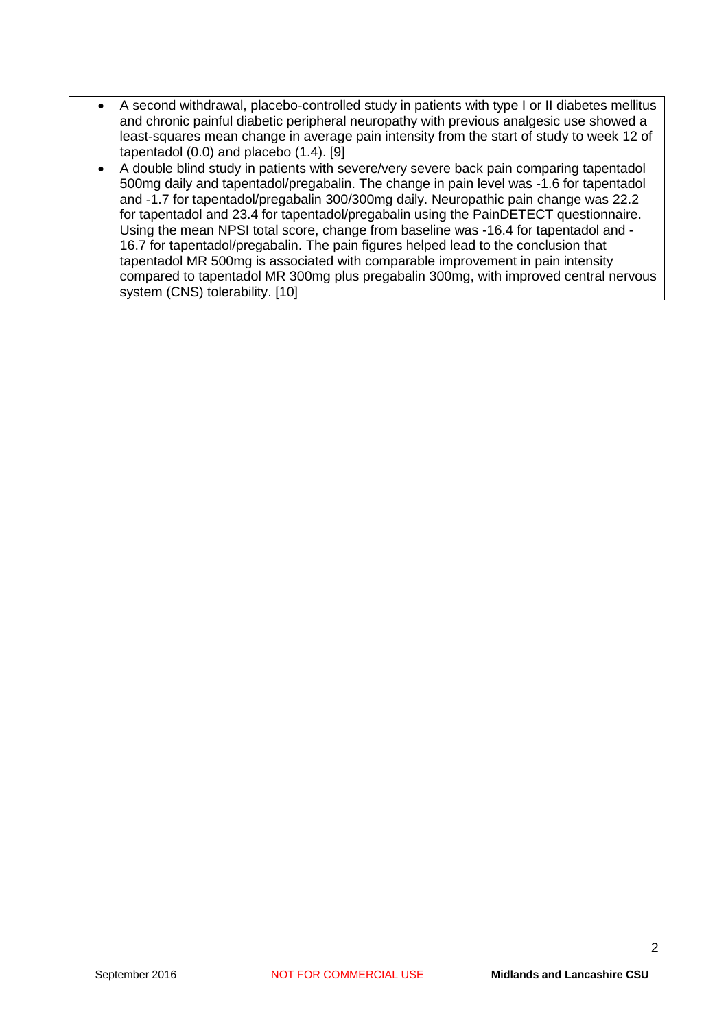- A second withdrawal, placebo-controlled study in patients with type I or II diabetes mellitus and chronic painful diabetic peripheral neuropathy with previous analgesic use showed a least-squares mean change in average pain intensity from the start of study to week 12 of tapentadol (0.0) and placebo (1.4). [9]
- A double blind study in patients with severe/very severe back pain comparing tapentadol 500mg daily and tapentadol/pregabalin. The change in pain level was -1.6 for tapentadol and -1.7 for tapentadol/pregabalin 300/300mg daily. Neuropathic pain change was 22.2 for tapentadol and 23.4 for tapentadol/pregabalin using the PainDETECT questionnaire. Using the mean NPSI total score, change from baseline was -16.4 for tapentadol and -16.7 for tapentadol/pregabalin. The pain figures helped lead to the conclusion that tapentadol MR 500mg is associated with comparable improvement in pain intensity compared to tapentadol MR 300mg plus pregabalin 300mg, with improved central nervous system (CNS) tolerability. [10]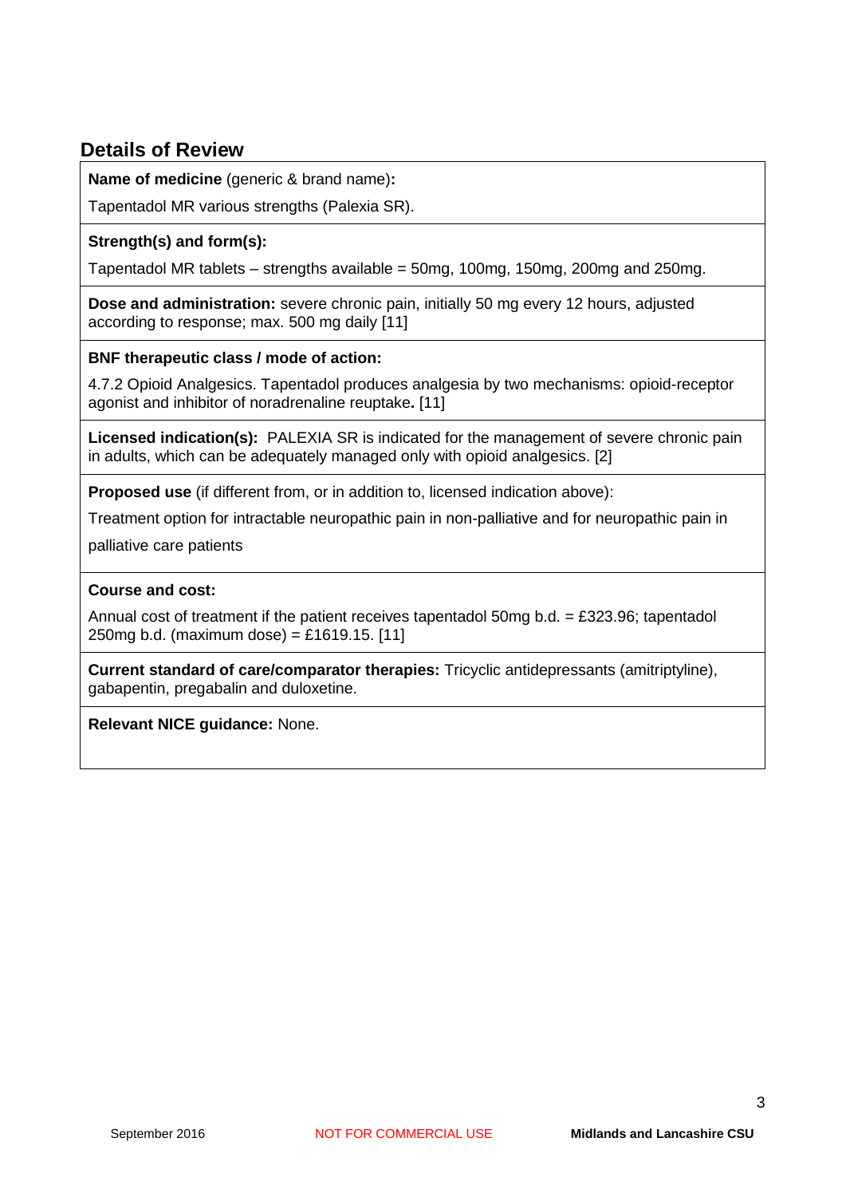## Details of Review

**Name of medicine** (generic & brand name)**:**

Tapentadol MR various strengths (Palexia SR).

**Strength(s) and form(s):**

Tapentadol MR tablets – strengths available = 50mg, 100mg, 150mg, 200mg and 250mg.

**Dose and administration:** severe chronic pain, initially 50 mg every 12 hours, adjusted according to response; max. 500 mg daily [11]

**BNF therapeutic class / mode of action:**

4.7.2 Opioid Analgesics. Tapentadol produces analgesia by two mechanisms: opioid-receptor agonist and inhibitor of noradrenaline reuptake**.** [11]

**Licensed indication(s):** PALEXIA SR is indicated for the management of severe chronic pain in adults, which can be adequately managed only with opioid analgesics. [2]

**Proposed use** (if different from, or in addition to, licensed indication above):

Treatment option for intractable neuropathic pain in non-palliative and for neuropathic pain in palliative care patients

**Course and cost:**

Annual cost of treatment if the patient receives tapentadol 50mg b.d. = £323.96; tapentadol 250mg b.d. (maximum dose) = £1619.15. [11]

**Current standard of care/comparator therapies:** Tricyclic antidepressants (amitriptyline), gabapentin, pregabalin and duloxetine.

**Relevant NICE guidance:** None.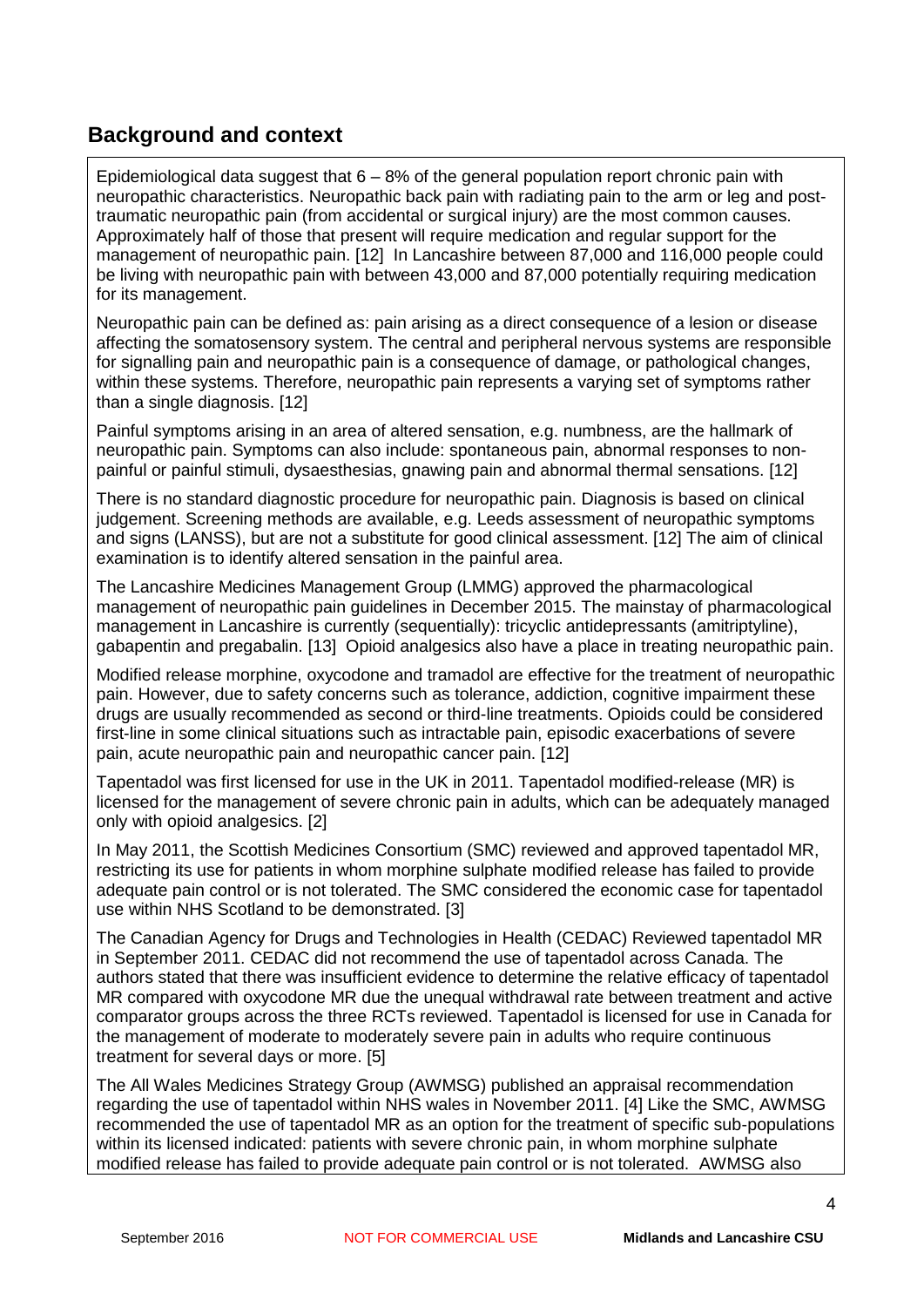## Background and context

Epidemiological data suggest that 6 – 8% of the general population report chronic pain with neuropathic characteristics. Neuropathic back pain with radiating pain to the arm or leg and post-traumatic neuropathic pain (from accidental or surgical injury) are the most common causes. Approximately half of those that present will require medication and regular support for the management of neuropathic pain. [12] In Lancashire between 87,000 and 116,000 people could be living with neuropathic pain with between 43,000 and 87,000 potentially requiring medication for its management.

Neuropathic pain can be defined as: pain arising as a direct consequence of a lesion or disease affecting the somatosensory system. The central and peripheral nervous systems are responsible for signalling pain and neuropathic pain is a consequence of damage, or pathological changes, within these systems. Therefore, neuropathic pain represents a varying set of symptoms rather than a single diagnosis. [12]

Painful symptoms arising in an area of altered sensation, e.g. numbness, are the hallmark of neuropathic pain. Symptoms can also include: spontaneous pain, abnormal responses to non-painful or painful stimuli, dysaesthesias, gnawing pain and abnormal thermal sensations. [12]

There is no standard diagnostic procedure for neuropathic pain. Diagnosis is based on clinical judgement. Screening methods are available, e.g. Leeds assessment of neuropathic symptoms and signs (LANSS), but are not a substitute for good clinical assessment. [12] The aim of clinical examination is to identify altered sensation in the painful area.

The Lancashire Medicines Management Group (LMMG) approved the pharmacological management of neuropathic pain guidelines in December 2015. The mainstay of pharmacological management in Lancashire is currently (sequentially): tricyclic antidepressants (amitriptyline), gabapentin and pregabalin. [13] Opioid analgesics also have a place in treating neuropathic pain.

Modified release morphine, oxycodone and tramadol are effective for the treatment of neuropathic pain. However, due to safety concerns such as tolerance, addiction, cognitive impairment these drugs are usually recommended as second or third-line treatments. Opioids could be considered first-line in some clinical situations such as intractable pain, episodic exacerbations of severe pain, acute neuropathic pain and neuropathic cancer pain. [12]

Tapentadol was first licensed for use in the UK in 2011. Tapentadol modified-release (MR) is licensed for the management of severe chronic pain in adults, which can be adequately managed only with opioid analgesics. [2]

In May 2011, the Scottish Medicines Consortium (SMC) reviewed and approved tapentadol MR, restricting its use for patients in whom morphine sulphate modified release has failed to provide adequate pain control or is not tolerated. The SMC considered the economic case for tapentadol use within NHS Scotland to be demonstrated. [3]

The Canadian Agency for Drugs and Technologies in Health (CEDAC) Reviewed tapentadol MR in September 2011. CEDAC did not recommend the use of tapentadol across Canada. The authors stated that there was insufficient evidence to determine the relative efficacy of tapentadol MR compared with oxycodone MR due the unequal withdrawal rate between treatment and active comparator groups across the three RCTs reviewed. Tapentadol is licensed for use in Canada for the management of moderate to moderately severe pain in adults who require continuous treatment for several days or more. [5]

The All Wales Medicines Strategy Group (AWMSG) published an appraisal recommendation regarding the use of tapentadol within NHS wales in November 2011. [4] Like the SMC, AWMSG recommended the use of tapentadol MR as an option for the treatment of specific sub-populations within its licensed indicated: patients with severe chronic pain, in whom morphine sulphate modified release has failed to provide adequate pain control or is not tolerated. AWMSG also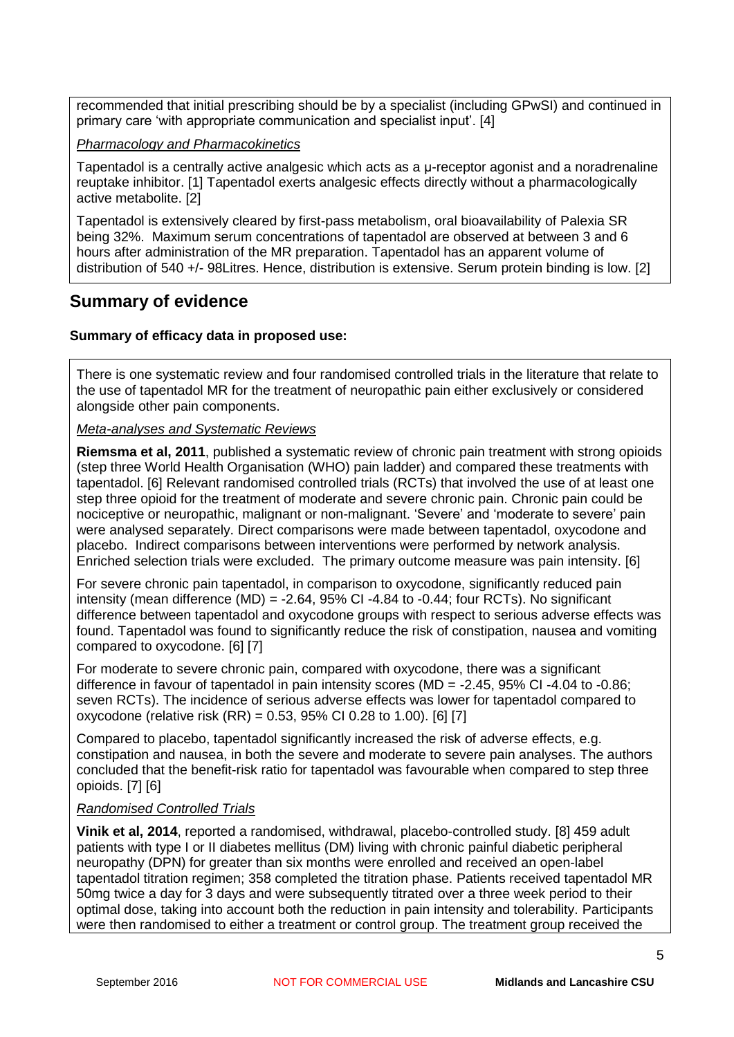recommended that initial prescribing should be by a specialist (including GPwSI) and continued in primary care 'with appropriate communication and specialist input'. [4]

*Pharmacology and Pharmacokinetics*

Tapentadol is a centrally active analgesic which acts as a μ-receptor agonist and a noradrenaline reuptake inhibitor. [1] Tapentadol exerts analgesic effects directly without a pharmacologically active metabolite. [2]

Tapentadol is extensively cleared by first-pass metabolism, oral bioavailability of Palexia SR being 32%. Maximum serum concentrations of tapentadol are observed at between 3 and 6 hours after administration of the MR preparation. Tapentadol has an apparent volume of distribution of 540 +/- 98Litres. Hence, distribution is extensive. Serum protein binding is low. [2]

## Summary of evidence

### Summary of efficacy data in proposed use:

There is one systematic review and four randomised controlled trials in the literature that relate to the use of tapentadol MR for the treatment of neuropathic pain either exclusively or considered alongside other pain components.

*Meta-analyses and Systematic Reviews*

**Riemsma et al, 2011**, published a systematic review of chronic pain treatment with strong opioids (step three World Health Organisation (WHO) pain ladder) and compared these treatments with tapentadol. [6] Relevant randomised controlled trials (RCTs) that involved the use of at least one step three opioid for the treatment of moderate and severe chronic pain. Chronic pain could be nociceptive or neuropathic, malignant or non-malignant. 'Severe' and 'moderate to severe' pain were analysed separately. Direct comparisons were made between tapentadol, oxycodone and placebo. Indirect comparisons between interventions were performed by network analysis. Enriched selection trials were excluded. The primary outcome measure was pain intensity. [6]

For severe chronic pain tapentadol, in comparison to oxycodone, significantly reduced pain intensity (mean difference (MD) = -2.64, 95% CI -4.84 to -0.44; four RCTs). No significant difference between tapentadol and oxycodone groups with respect to serious adverse effects was found. Tapentadol was found to significantly reduce the risk of constipation, nausea and vomiting compared to oxycodone. [6] [7]

For moderate to severe chronic pain, compared with oxycodone, there was a significant difference in favour of tapentadol in pain intensity scores (MD = -2.45, 95% CI -4.04 to -0.86; seven RCTs). The incidence of serious adverse effects was lower for tapentadol compared to oxycodone (relative risk (RR) = 0.53, 95% CI 0.28 to 1.00). [6] [7]

Compared to placebo, tapentadol significantly increased the risk of adverse effects, e.g. constipation and nausea, in both the severe and moderate to severe pain analyses. The authors concluded that the benefit-risk ratio for tapentadol was favourable when compared to step three opioids. [7] [6]

*Randomised Controlled Trials*

**Vinik et al, 2014**, reported a randomised, withdrawal, placebo-controlled study. [8] 459 adult patients with type I or II diabetes mellitus (DM) living with chronic painful diabetic peripheral neuropathy (DPN) for greater than six months were enrolled and received an open-label tapentadol titration regimen; 358 completed the titration phase. Patients received tapentadol MR 50mg twice a day for 3 days and were subsequently titrated over a three week period to their optimal dose, taking into account both the reduction in pain intensity and tolerability. Participants were then randomised to either a treatment or control group. The treatment group received the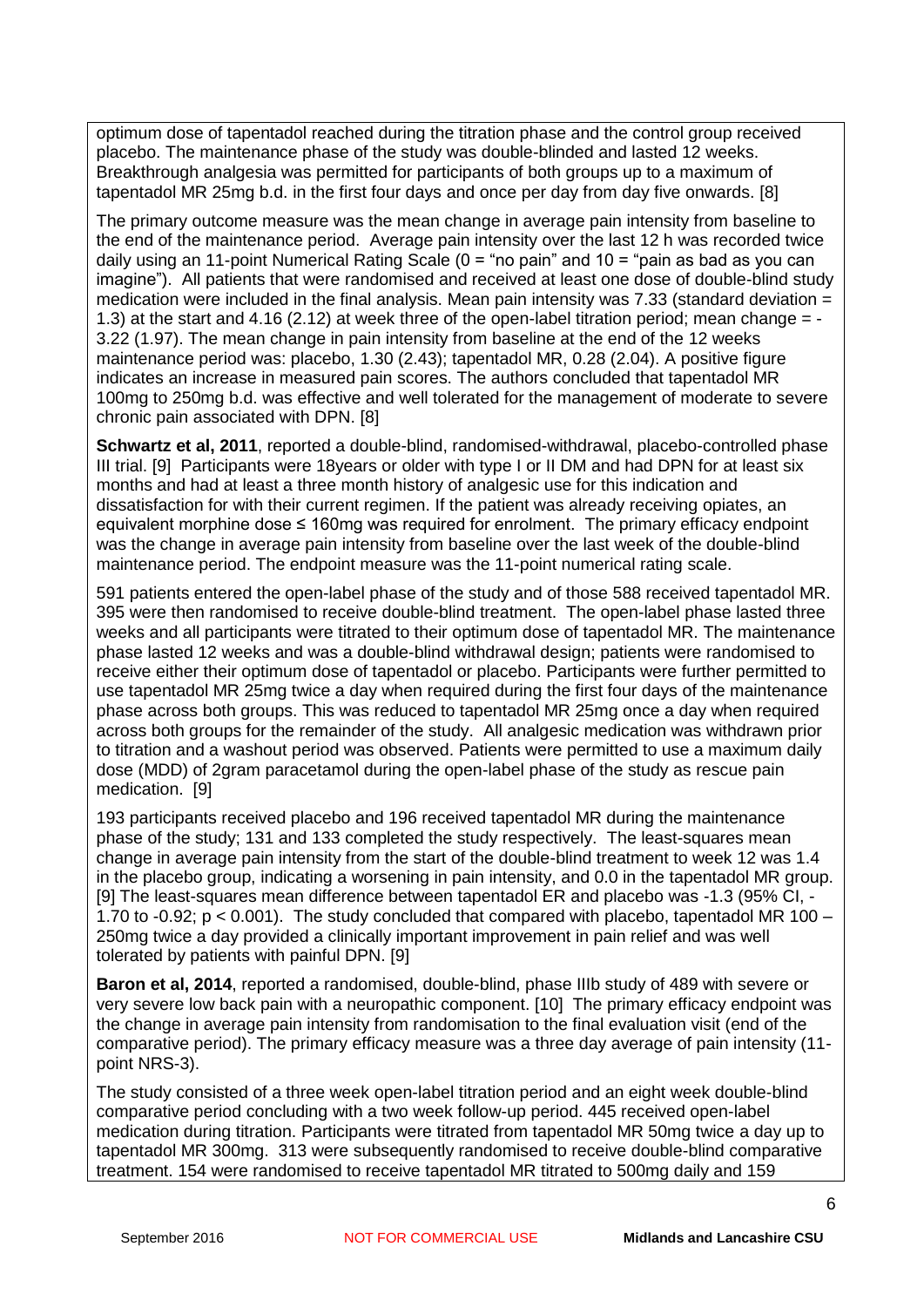optimum dose of tapentadol reached during the titration phase and the control group received placebo. The maintenance phase of the study was double-blinded and lasted 12 weeks. Breakthrough analgesia was permitted for participants of both groups up to a maximum of tapentadol MR 25mg b.d. in the first four days and once per day from day five onwards. [8]

The primary outcome measure was the mean change in average pain intensity from baseline to the end of the maintenance period. Average pain intensity over the last 12 h was recorded twice daily using an 11-point Numerical Rating Scale (0 = "no pain" and 10 = "pain as bad as you can imagine"). All patients that were randomised and received at least one dose of double-blind study medication were included in the final analysis. Mean pain intensity was 7.33 (standard deviation = 1.3) at the start and 4.16 (2.12) at week three of the open-label titration period; mean change = -3.22 (1.97). The mean change in pain intensity from baseline at the end of the 12 weeks maintenance period was: placebo, 1.30 (2.43); tapentadol MR, 0.28 (2.04). A positive figure indicates an increase in measured pain scores. The authors concluded that tapentadol MR 100mg to 250mg b.d. was effective and well tolerated for the management of moderate to severe chronic pain associated with DPN. [8]

**Schwartz et al, 2011**, reported a double-blind, randomised-withdrawal, placebo-controlled phase III trial. [9] Participants were 18years or older with type I or II DM and had DPN for at least six months and had at least a three month history of analgesic use for this indication and dissatisfaction for with their current regimen. If the patient was already receiving opiates, an equivalent morphine dose ≤ 160mg was required for enrolment. The primary efficacy endpoint was the change in average pain intensity from baseline over the last week of the double-blind maintenance period. The endpoint measure was the 11-point numerical rating scale.

591 patients entered the open-label phase of the study and of those 588 received tapentadol MR. 395 were then randomised to receive double-blind treatment. The open-label phase lasted three weeks and all participants were titrated to their optimum dose of tapentadol MR. The maintenance phase lasted 12 weeks and was a double-blind withdrawal design; patients were randomised to receive either their optimum dose of tapentadol or placebo. Participants were further permitted to use tapentadol MR 25mg twice a day when required during the first four days of the maintenance phase across both groups. This was reduced to tapentadol MR 25mg once a day when required across both groups for the remainder of the study. All analgesic medication was withdrawn prior to titration and a washout period was observed. Patients were permitted to use a maximum daily dose (MDD) of 2gram paracetamol during the open-label phase of the study as rescue pain medication. [9]

193 participants received placebo and 196 received tapentadol MR during the maintenance phase of the study; 131 and 133 completed the study respectively. The least-squares mean change in average pain intensity from the start of the double-blind treatment to week 12 was 1.4 in the placebo group, indicating a worsening in pain intensity, and 0.0 in the tapentadol MR group. [9] The least-squares mean difference between tapentadol ER and placebo was -1.3 (95% CI, -1.70 to -0.92; $p < 0.001$). The study concluded that compared with placebo, tapentadol MR 100 – 250mg twice a day provided a clinically important improvement in pain relief and was well tolerated by patients with painful DPN. [9]

**Baron et al, 2014**, reported a randomised, double-blind, phase IIIb study of 489 with severe or very severe low back pain with a neuropathic component. [10] The primary efficacy endpoint was the change in average pain intensity from randomisation to the final evaluation visit (end of the comparative period). The primary efficacy measure was a three day average of pain intensity (11-point NRS-3).

The study consisted of a three week open-label titration period and an eight week double-blind comparative period concluding with a two week follow-up period. 445 received open-label medication during titration. Participants were titrated from tapentadol MR 50mg twice a day up to tapentadol MR 300mg. 313 were subsequently randomised to receive double-blind comparative treatment. 154 were randomised to receive tapentadol MR titrated to 500mg daily and 159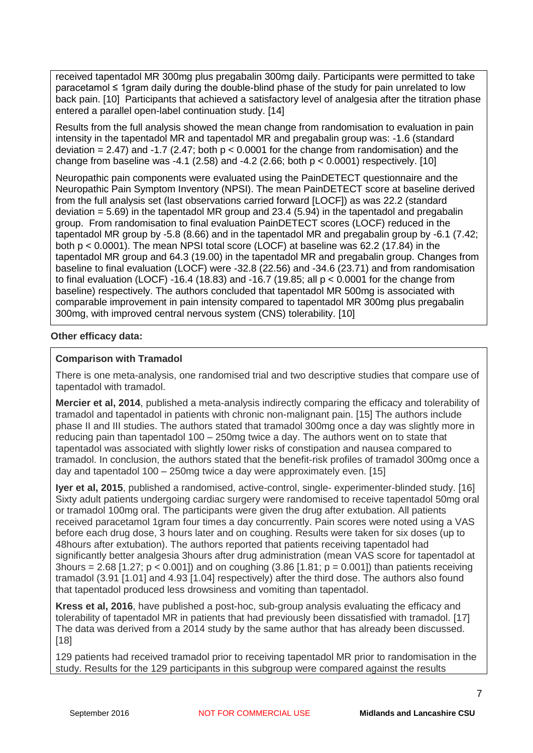received tapentadol MR 300mg plus pregabalin 300mg daily. Participants were permitted to take paracetamol ≤ 1gram daily during the double-blind phase of the study for pain unrelated to low back pain. [10] Participants that achieved a satisfactory level of analgesia after the titration phase entered a parallel open-label continuation study. [14]

Results from the full analysis showed the mean change from randomisation to evaluation in pain intensity in the tapentadol MR and tapentadol MR and pregabalin group was: -1.6 (standard deviation = 2.47) and -1.7 (2.47; both $p < 0.0001$ for the change from randomisation) and the change from baseline was -4.1 (2.58) and -4.2 (2.66; both $p < 0.0001$) respectively. [10]

Neuropathic pain components were evaluated using the PainDETECT questionnaire and the Neuropathic Pain Symptom Inventory (NPSI). The mean PainDETECT score at baseline derived from the full analysis set (last observations carried forward [LOCF]) as was 22.2 (standard deviation = 5.69) in the tapentadol MR group and 23.4 (5.94) in the tapentadol and pregabalin group. From randomisation to final evaluation PainDETECT scores (LOCF) reduced in the tapentadol MR group by -5.8 (8.66) and in the tapentadol MR and pregabalin group by -6.1 (7.42; both $p < 0.0001$). The mean NPSI total score (LOCF) at baseline was 62.2 (17.84) in the tapentadol MR group and 64.3 (19.00) in the tapentadol MR and pregabalin group. Changes from baseline to final evaluation (LOCF) were -32.8 (22.56) and -34.6 (23.71) and from randomisation to final evaluation (LOCF) -16.4 (18.83) and -16.7 (19.85; all $p < 0.0001$ for the change from baseline) respectively. The authors concluded that tapentadol MR 500mg is associated with comparable improvement in pain intensity compared to tapentadol MR 300mg plus pregabalin 300mg, with improved central nervous system (CNS) tolerability. [10]

**Other efficacy data:**

**Comparison with Tramadol**

There is one meta-analysis, one randomised trial and two descriptive studies that compare use of tapentadol with tramadol.

**Mercier et al, 2014**, published a meta-analysis indirectly comparing the efficacy and tolerability of tramadol and tapentadol in patients with chronic non-malignant pain. [15] The authors include phase II and III studies. The authors stated that tramadol 300mg once a day was slightly more in reducing pain than tapentadol 100 – 250mg twice a day. The authors went on to state that tapentadol was associated with slightly lower risks of constipation and nausea compared to tramadol. In conclusion, the authors stated that the benefit-risk profiles of tramadol 300mg once a day and tapentadol 100 – 250mg twice a day were approximately even. [15]

**Iyer et al, 2015**, published a randomised, active-control, single- experimenter-blinded study. [16] Sixty adult patients undergoing cardiac surgery were randomised to receive tapentadol 50mg oral or tramadol 100mg oral. The participants were given the drug after extubation. All patients received paracetamol 1gram four times a day concurrently. Pain scores were noted using a VAS before each drug dose, 3 hours later and on coughing. Results were taken for six doses (up to 48hours after extubation). The authors reported that patients receiving tapentadol had significantly better analgesia 3hours after drug administration (mean VAS score for tapentadol at 3hours = 2.68 [1.27; $p < 0.001$]) and on coughing (3.86 [1.81; $p = 0.001$]) than patients receiving tramadol (3.91 [1.01] and 4.93 [1.04] respectively) after the third dose. The authors also found that tapentadol produced less drowsiness and vomiting than tapentadol.

**Kress et al, 2016**, have published a post-hoc, sub-group analysis evaluating the efficacy and tolerability of tapentadol MR in patients that had previously been dissatisfied with tramadol. [17] The data was derived from a 2014 study by the same author that has already been discussed. [18]

129 patients had received tramadol prior to receiving tapentadol MR prior to randomisation in the study. Results for the 129 participants in this subgroup were compared against the results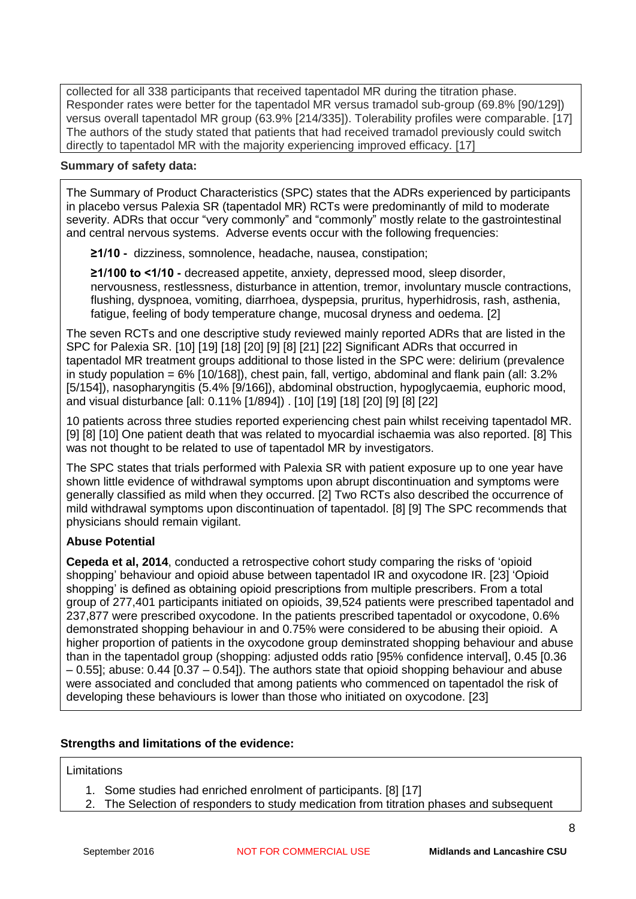collected for all 338 participants that received tapentadol MR during the titration phase. Responder rates were better for the tapentadol MR versus tramadol sub-group (69.8% [90/129]) versus overall tapentadol MR group (63.9% [214/335]). Tolerability profiles were comparable. [17] The authors of the study stated that patients that had received tramadol previously could switch directly to tapentadol MR with the majority experiencing improved efficacy. [17]

**Summary of safety data:**

The Summary of Product Characteristics (SPC) states that the ADRs experienced by participants in placebo versus Palexia SR (tapentadol MR) RCTs were predominantly of mild to moderate severity. ADRs that occur "very commonly" and "commonly" mostly relate to the gastrointestinal and central nervous systems. Adverse events occur with the following frequencies:

**≥1/10 -** dizziness, somnolence, headache, nausea, constipation;

**≥1/100 to <1/10 -** decreased appetite, anxiety, depressed mood, sleep disorder, nervousness, restlessness, disturbance in attention, tremor, involuntary muscle contractions, flushing, dyspnoea, vomiting, diarrhoea, dyspepsia, pruritus, hyperhidrosis, rash, asthenia, fatigue, feeling of body temperature change, mucosal dryness and oedema. [2]

The seven RCTs and one descriptive study reviewed mainly reported ADRs that are listed in the SPC for Palexia SR. [10] [19] [18] [20] [9] [8] [21] [22] Significant ADRs that occurred in tapentadol MR treatment groups additional to those listed in the SPC were: delirium (prevalence in study population = 6% [10/168]), chest pain, fall, vertigo, abdominal and flank pain (all: 3.2% [5/154]), nasopharyngitis (5.4% [9/166]), abdominal obstruction, hypoglycaemia, euphoric mood, and visual disturbance [all: 0.11% [1/894]) . [10] [19] [18] [20] [9] [8] [22]

10 patients across three studies reported experiencing chest pain whilst receiving tapentadol MR. [9] [8] [10] One patient death that was related to myocardial ischaemia was also reported. [8] This was not thought to be related to use of tapentadol MR by investigators.

The SPC states that trials performed with Palexia SR with patient exposure up to one year have shown little evidence of withdrawal symptoms upon abrupt discontinuation and symptoms were generally classified as mild when they occurred. [2] Two RCTs also described the occurrence of mild withdrawal symptoms upon discontinuation of tapentadol. [8] [9] The SPC recommends that physicians should remain vigilant.

**Abuse Potential**

**Cepeda et al, 2014**, conducted a retrospective cohort study comparing the risks of 'opioid shopping' behaviour and opioid abuse between tapentadol IR and oxycodone IR. [23] 'Opioid shopping' is defined as obtaining opioid prescriptions from multiple prescribers. From a total group of 277,401 participants initiated on opioids, 39,524 patients were prescribed tapentadol and 237,877 were prescribed oxycodone. In the patients prescribed tapentadol or oxycodone, 0.6% demonstrated shopping behaviour in and 0.75% were considered to be abusing their opioid. A higher proportion of patients in the oxycodone group deminstrated shopping behaviour and abuse than in the tapentadol group (shopping: adjusted odds ratio [95% confidence interval], 0.45 [0.36 – 0.55]; abuse: 0.44 [0.37 – 0.54]). The authors state that opioid shopping behaviour and abuse were associated and concluded that among patients who commenced on tapentadol the risk of developing these behaviours is lower than those who initiated on oxycodone. [23]

**Strengths and limitations of the evidence:**

Limitations

1. Some studies had enriched enrolment of participants. [8] [17]
2. The Selection of responders to study medication from titration phases and subsequent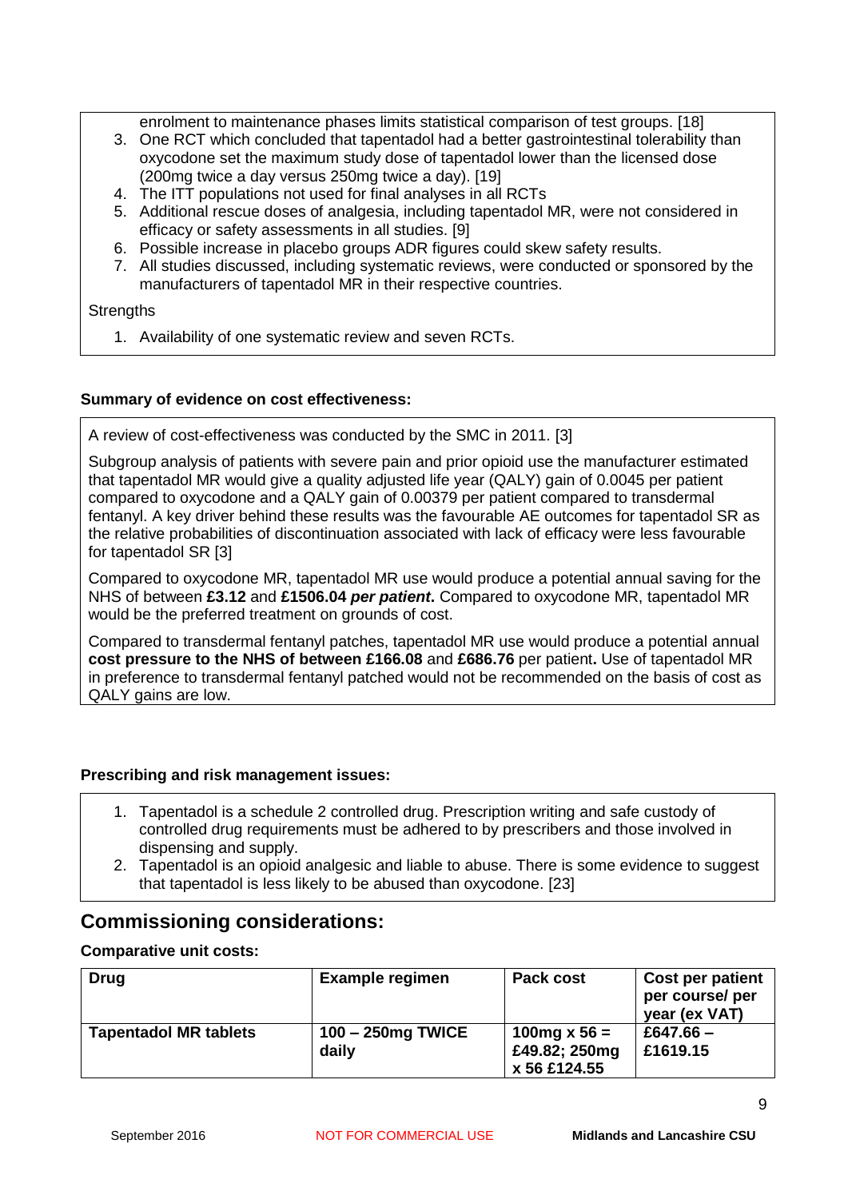enrolment to maintenance phases limits statistical comparison of test groups. [18]

3. One RCT which concluded that tapentadol had a better gastrointestinal tolerability than oxycodone set the maximum study dose of tapentadol lower than the licensed dose (200mg twice a day versus 250mg twice a day). [19]
4. The ITT populations not used for final analyses in all RCTs
5. Additional rescue doses of analgesia, including tapentadol MR, were not considered in efficacy or safety assessments in all studies. [9]
6. Possible increase in placebo groups ADR figures could skew safety results.
7. All studies discussed, including systematic reviews, were conducted or sponsored by the manufacturers of tapentadol MR in their respective countries.

Strengths

1. Availability of one systematic review and seven RCTs.

**Summary of evidence on cost effectiveness:**

A review of cost-effectiveness was conducted by the SMC in 2011. [3]

Subgroup analysis of patients with severe pain and prior opioid use the manufacturer estimated that tapentadol MR would give a quality adjusted life year (QALY) gain of 0.0045 per patient compared to oxycodone and a QALY gain of 0.00379 per patient compared to transdermal fentanyl. A key driver behind these results was the favourable AE outcomes for tapentadol SR as the relative probabilities of discontinuation associated with lack of efficacy were less favourable for tapentadol SR [3]

Compared to oxycodone MR, tapentadol MR use would produce a potential annual saving for the NHS of between **£3.12** and **£1506.04** ***per patient***. Compared to oxycodone MR, tapentadol MR would be the preferred treatment on grounds of cost.

Compared to transdermal fentanyl patches, tapentadol MR use would produce a potential annual **cost pressure to the NHS of between £166.08** and **£686.76** per patient**.** Use of tapentadol MR in preference to transdermal fentanyl patched would not be recommended on the basis of cost as QALY gains are low.

**Prescribing and risk management issues:**

1. Tapentadol is a schedule 2 controlled drug. Prescription writing and safe custody of controlled drug requirements must be adhered to by prescribers and those involved in dispensing and supply.
2. Tapentadol is an opioid analgesic and liable to abuse. There is some evidence to suggest that tapentadol is less likely to be abused than oxycodone. [23]

## Commissioning considerations:

**Comparative unit costs:**

| Drug | Example regimen | Pack cost | Cost per patient per course/ per year (ex VAT) |
|---|---|---|---|
| **Tapentadol MR tablets** | **100 – 250mg TWICE daily** | **100mg x 56 = £49.82; 250mg x 56 £124.55** | **£647.66 – £1619.15** |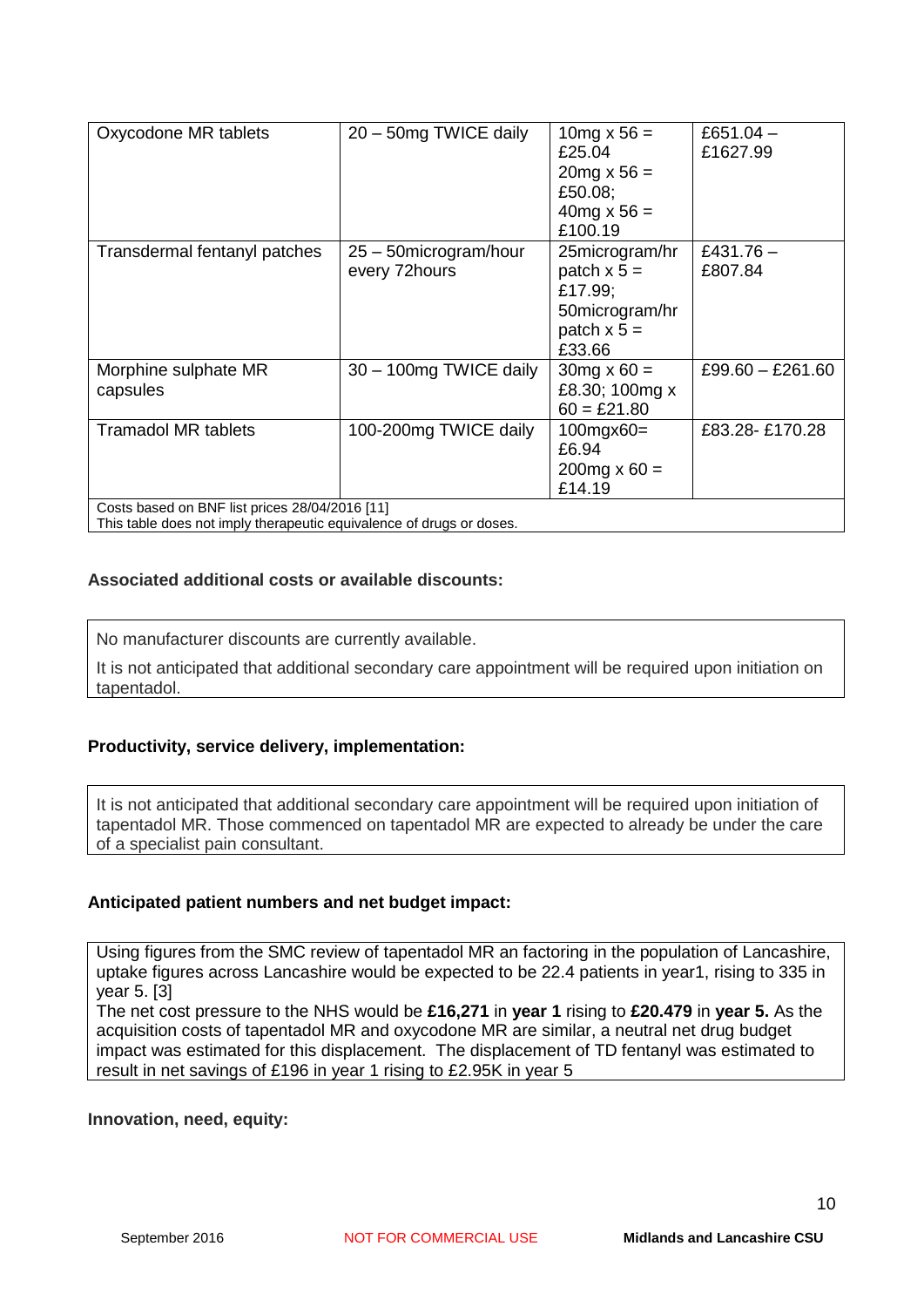| Oxycodone MR tablets | 20 – 50mg TWICE daily | 10mg x 56 = £25.04<br>20mg x 56 = £50.08;<br>40mg x 56 = £100.19 | £651.04 – £1627.99 |
|---|---|---|---|
| Transdermal fentanyl patches | 25 – 50microgram/hour every 72hours | 25microgram/hr patch x 5 = £17.99;<br>50microgram/hr patch x 5 = £33.66 | £431.76 – £807.84 |
| Morphine sulphate MR capsules | 30 – 100mg TWICE daily | 30mg x 60 = £8.30; 100mg x 60 = £21.80 | £99.60 – £261.60 |
| Tramadol MR tablets | 100-200mg TWICE daily | 100mgx60= £6.94<br>200mg x 60 = £14.19 | £83.28- £170.28 |
| Costs based on BNF list prices 28/04/2016 [11]<br>This table does not imply therapeutic equivalence of drugs or doses. | | | |

**Associated additional costs or available discounts:**

No manufacturer discounts are currently available.

It is not anticipated that additional secondary care appointment will be required upon initiation on tapentadol.

**Productivity, service delivery, implementation:**

It is not anticipated that additional secondary care appointment will be required upon initiation of tapentadol MR. Those commenced on tapentadol MR are expected to already be under the care of a specialist pain consultant.

**Anticipated patient numbers and net budget impact:**

Using figures from the SMC review of tapentadol MR an factoring in the population of Lancashire, uptake figures across Lancashire would be expected to be 22.4 patients in year1, rising to 335 in year 5. [3]

The net cost pressure to the NHS would be **£16,271** in **year 1** rising to **£20.479** in **year 5.** As the acquisition costs of tapentadol MR and oxycodone MR are similar, a neutral net drug budget impact was estimated for this displacement. The displacement of TD fentanyl was estimated to result in net savings of £196 in year 1 rising to £2.95K in year 5

**Innovation, need, equity:**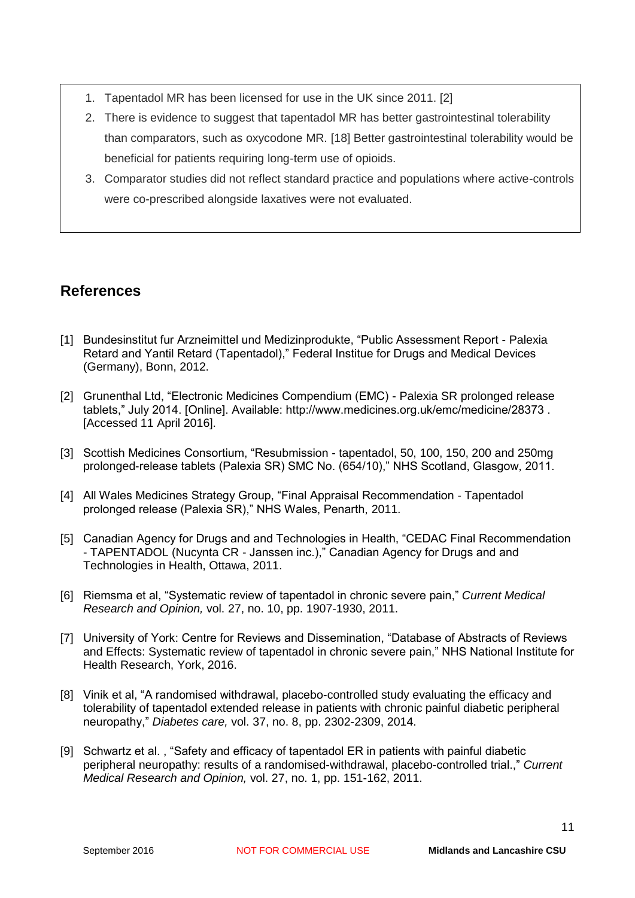1. Tapentadol MR has been licensed for use in the UK since 2011. [2]
2. There is evidence to suggest that tapentadol MR has better gastrointestinal tolerability than comparators, such as oxycodone MR. [18] Better gastrointestinal tolerability would be beneficial for patients requiring long-term use of opioids.
3. Comparator studies did not reflect standard practice and populations where active-controls were co-prescribed alongside laxatives were not evaluated.

## References

[1] Bundesinstitut fur Arzneimittel und Medizinprodukte, "Public Assessment Report - Palexia Retard and Yantil Retard (Tapentadol)," Federal Institue for Drugs and Medical Devices (Germany), Bonn, 2012.

[2] Grunenthal Ltd, "Electronic Medicines Compendium (EMC) - Palexia SR prolonged release tablets," July 2014. [Online]. Available: http://www.medicines.org.uk/emc/medicine/28373 . [Accessed 11 April 2016].

[3] Scottish Medicines Consortium, "Resubmission - tapentadol, 50, 100, 150, 200 and 250mg prolonged-release tablets (Palexia SR) SMC No. (654/10)," NHS Scotland, Glasgow, 2011.

[4] All Wales Medicines Strategy Group, "Final Appraisal Recommendation - Tapentadol prolonged release (Palexia SR)," NHS Wales, Penarth, 2011.

[5] Canadian Agency for Drugs and Technologies in Health, "CEDAC Final Recommendation - TAPENTADOL (Nucynta CR - Janssen inc.)," Canadian Agency for Drugs and and Technologies in Health, Ottawa, 2011.

[6] Riemsma et al, "Systematic review of tapentadol in chronic severe pain," *Current Medical Research and Opinion,* vol. 27, no. 10, pp. 1907-1930, 2011.

[7] University of York: Centre for Reviews and Dissemination, "Database of Abstracts of Reviews and Effects: Systematic review of tapentadol in chronic severe pain," NHS National Institute for Health Research, York, 2016.

[8] Vinik et al, "A randomised withdrawal, placebo-controlled study evaluating the efficacy and tolerability of tapentadol extended release in patients with chronic painful diabetic peripheral neuropathy," *Diabetes care,* vol. 37, no. 8, pp. 2302-2309, 2014.

[9] Schwartz et al. , "Safety and efficacy of tapentadol ER in patients with painful diabetic peripheral neuropathy: results of a randomised-withdrawal, placebo-controlled trial.," *Current Medical Research and Opinion,* vol. 27, no. 1, pp. 151-162, 2011.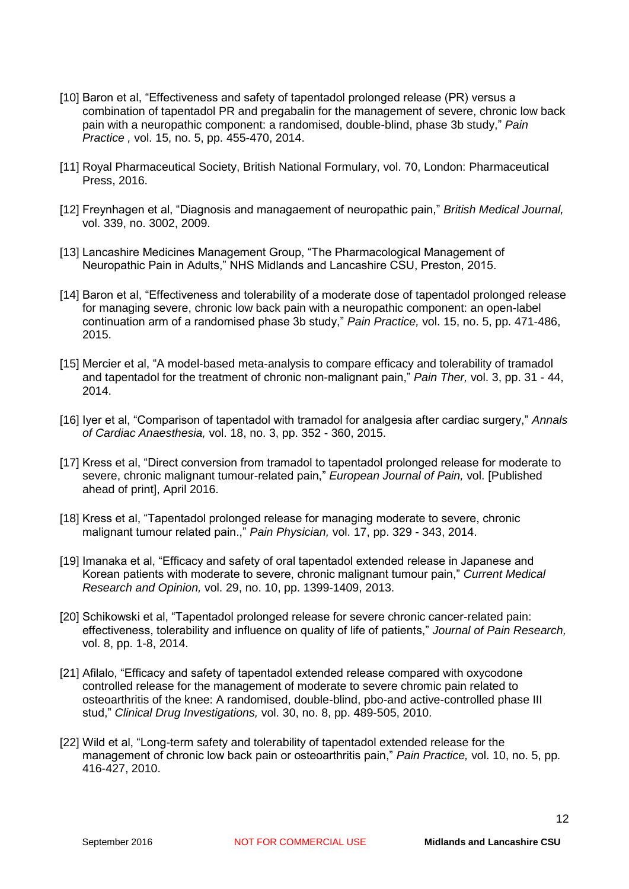[10] Baron et al, “Effectiveness and safety of tapentadol prolonged release (PR) versus a combination of tapentadol PR and pregabalin for the management of severe, chronic low back pain with a neuropathic component: a randomised, double-blind, phase 3b study,” *Pain Practice ,* vol. 15, no. 5, pp. 455-470, 2014.

[11] Royal Pharmaceutical Society, British National Formulary, vol. 70, London: Pharmaceutical Press, 2016.

[12] Freynhagen et al, “Diagnosis and managaement of neuropathic pain,” *British Medical Journal,* vol. 339, no. 3002, 2009.

[13] Lancashire Medicines Management Group, “The Pharmacological Management of Neuropathic Pain in Adults,” NHS Midlands and Lancashire CSU, Preston, 2015.

[14] Baron et al, “Effectiveness and tolerability of a moderate dose of tapentadol prolonged release for managing severe, chronic low back pain with a neuropathic component: an open-label continuation arm of a randomised phase 3b study,” *Pain Practice,* vol. 15, no. 5, pp. 471-486, 2015.

[15] Mercier et al, “A model-based meta-analysis to compare efficacy and tolerability of tramadol and tapentadol for the treatment of chronic non-malignant pain,” *Pain Ther,* vol. 3, pp. 31 - 44, 2014.

[16] Iyer et al, “Comparison of tapentadol with tramadol for analgesia after cardiac surgery,” *Annals of Cardiac Anaesthesia,* vol. 18, no. 3, pp. 352 - 360, 2015.

[17] Kress et al, “Direct conversion from tramadol to tapentadol prolonged release for moderate to severe, chronic malignant tumour-related pain,” *European Journal of Pain,* vol. [Published ahead of print], April 2016.

[18] Kress et al, “Tapentadol prolonged release for managing moderate to severe, chronic malignant tumour related pain.,” *Pain Physician,* vol. 17, pp. 329 - 343, 2014.

[19] Imanaka et al, “Efficacy and safety of oral tapentadol extended release in Japanese and Korean patients with moderate to severe, chronic malignant tumour pain,” *Current Medical Research and Opinion,* vol. 29, no. 10, pp. 1399-1409, 2013.

[20] Schikowski et al, “Tapentadol prolonged release for severe chronic cancer-related pain: effectiveness, tolerability and influence on quality of life of patients,” *Journal of Pain Research,* vol. 8, pp. 1-8, 2014.

[21] Afilalo, “Efficacy and safety of tapentadol extended release compared with oxycodone controlled release for the management of moderate to severe chromic pain related to osteoarthritis of the knee: A randomised, double-blind, pbo-and active-controlled phase III stud,” *Clinical Drug Investigations,* vol. 30, no. 8, pp. 489-505, 2010.

[22] Wild et al, “Long-term safety and tolerability of tapentadol extended release for the management of chronic low back pain or osteoarthritis pain,” *Pain Practice,* vol. 10, no. 5, pp. 416-427, 2010.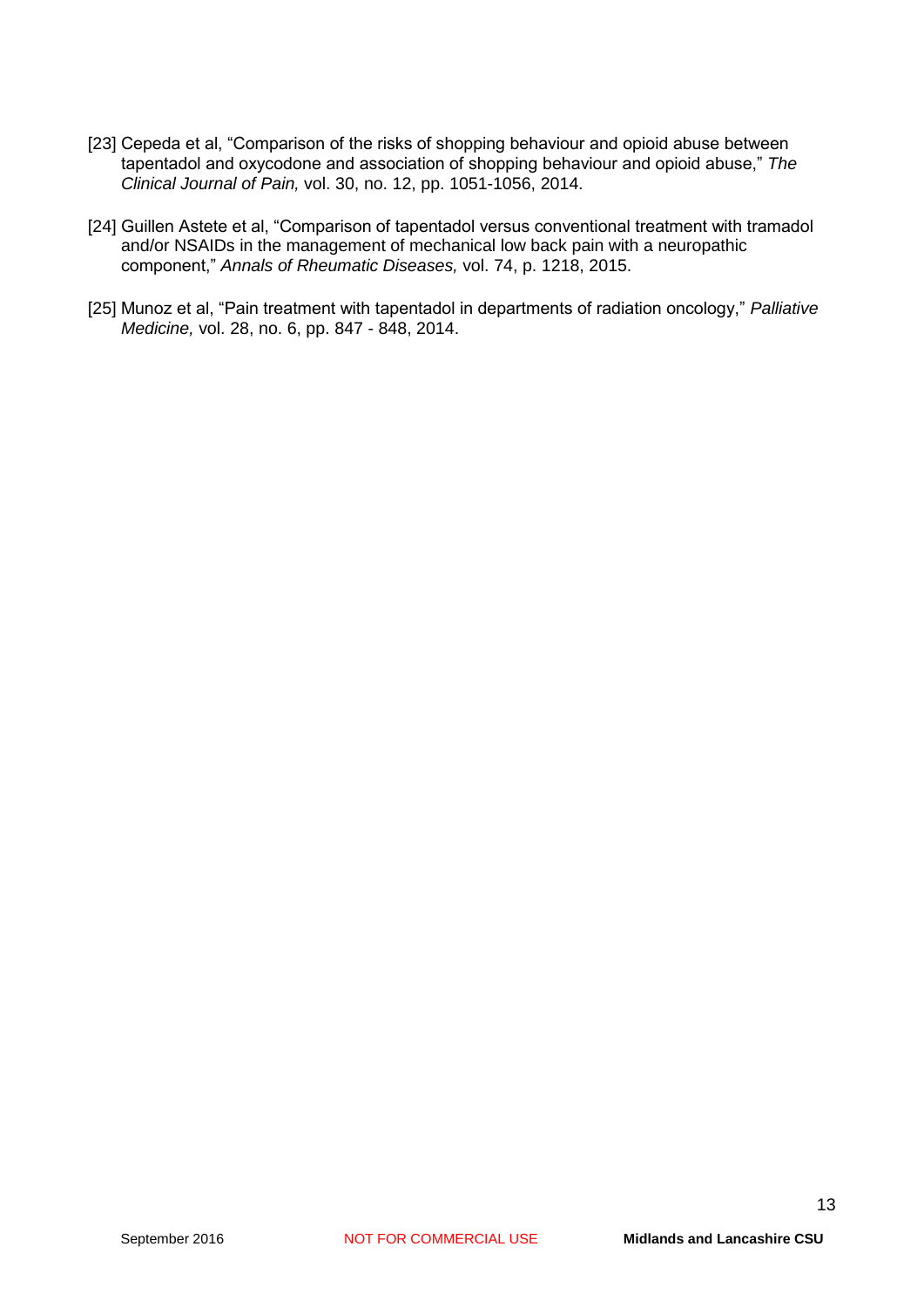[23] Cepeda et al, "Comparison of the risks of shopping behaviour and opioid abuse between tapentadol and oxycodone and association of shopping behaviour and opioid abuse," *The Clinical Journal of Pain,* vol. 30, no. 12, pp. 1051-1056, 2014.

[24] Guillen Astete et al, "Comparison of tapentadol versus conventional treatment with tramadol and/or NSAIDs in the management of mechanical low back pain with a neuropathic component," *Annals of Rheumatic Diseases,* vol. 74, p. 1218, 2015.

[25] Munoz et al, "Pain treatment with tapentadol in departments of radiation oncology," *Palliative Medicine,* vol. 28, no. 6, pp. 847 - 848, 2014.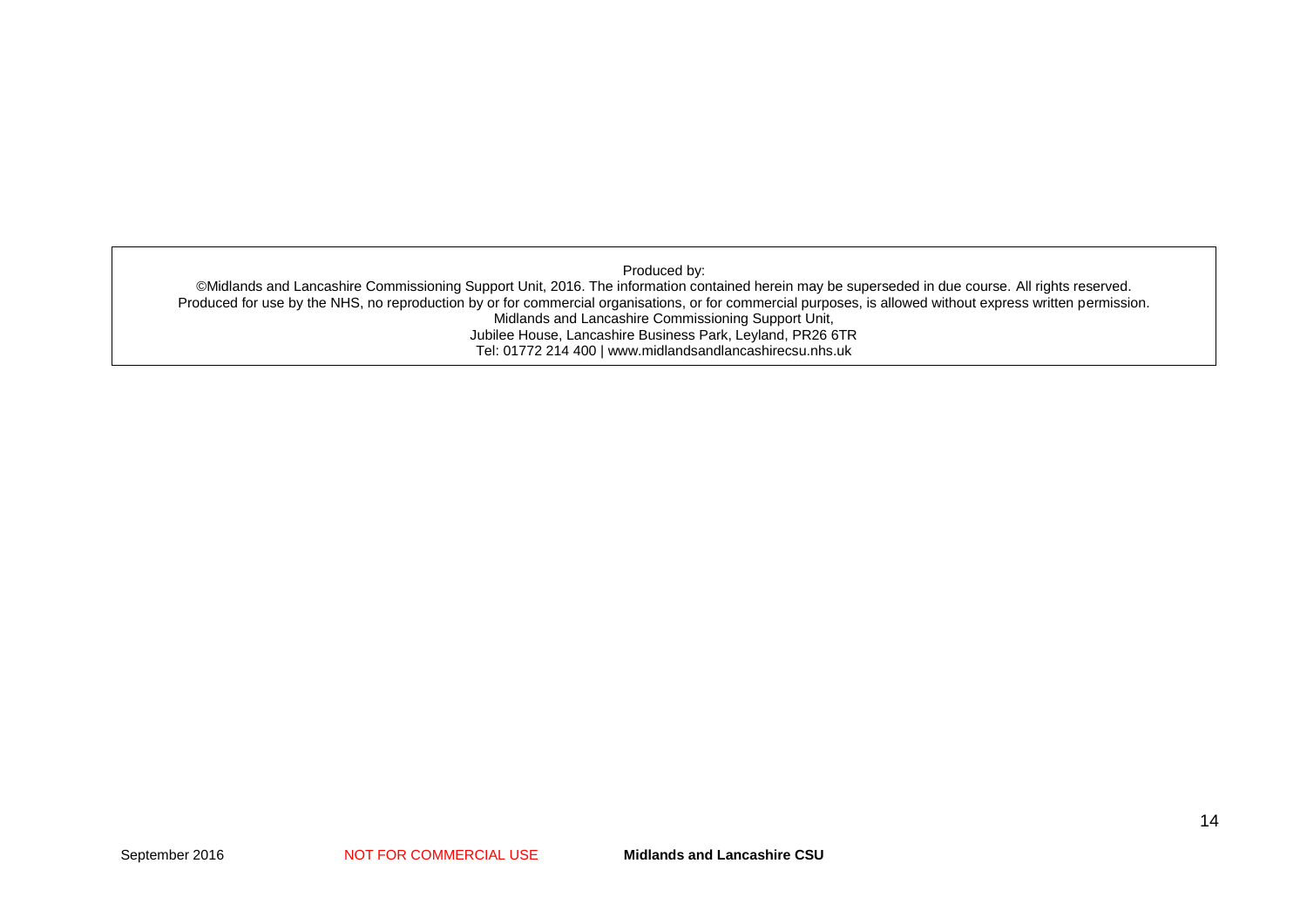Produced by:

©Midlands and Lancashire Commissioning Support Unit, 2016. The information contained herein may be superseded in due course. All rights reserved.

Produced for use by the NHS, no reproduction by or for commercial organisations, or for commercial purposes, is allowed without express written permission.

Midlands and Lancashire Commissioning Support Unit,

Jubilee House, Lancashire Business Park, Leyland, PR26 6TR

Tel: 01772 214 400 | www.midlandsandlancashirecsu.nhs.uk